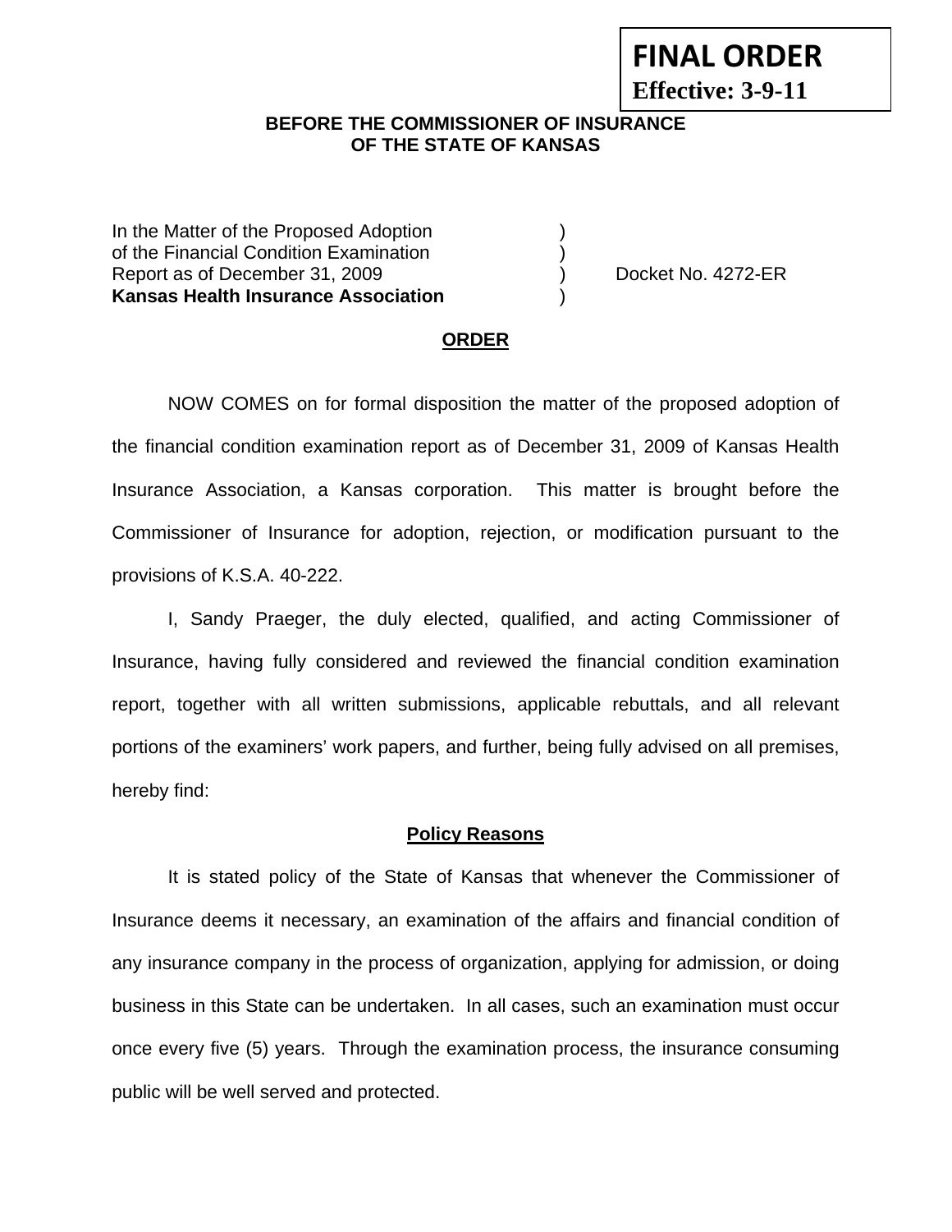**FINAL ORDER**
**Effective: 3-9-11**

**BEFORE THE COMMISSIONER OF INSURANCE**
**OF THE STATE OF KANSAS**

In the Matter of the Proposed Adoption )
of the Financial Condition Examination )
Report as of December 31, 2009 ) Docket No. 4272-ER
**Kansas Health Insurance Association** )

## ORDER

NOW COMES on for formal disposition the matter of the proposed adoption of the financial condition examination report as of December 31, 2009 of Kansas Health Insurance Association, a Kansas corporation. This matter is brought before the Commissioner of Insurance for adoption, rejection, or modification pursuant to the provisions of K.S.A. 40-222.

I, Sandy Praeger, the duly elected, qualified, and acting Commissioner of Insurance, having fully considered and reviewed the financial condition examination report, together with all written submissions, applicable rebuttals, and all relevant portions of the examiners' work papers, and further, being fully advised on all premises, hereby find:

### Policy Reasons

It is stated policy of the State of Kansas that whenever the Commissioner of Insurance deems it necessary, an examination of the affairs and financial condition of any insurance company in the process of organization, applying for admission, or doing business in this State can be undertaken. In all cases, such an examination must occur once every five (5) years. Through the examination process, the insurance consuming public will be well served and protected.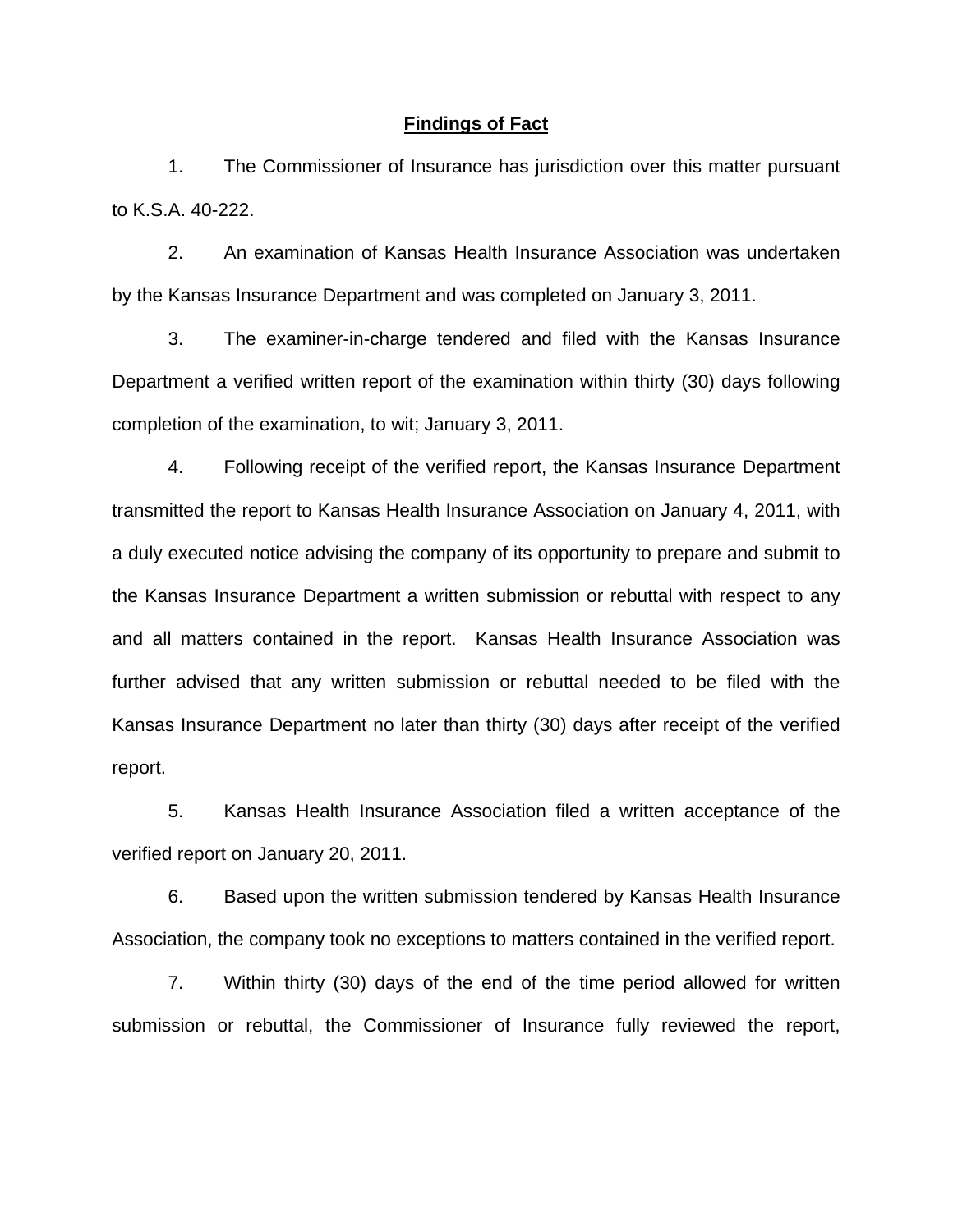## Findings of Fact

1. The Commissioner of Insurance has jurisdiction over this matter pursuant to K.S.A. 40-222.

2. An examination of Kansas Health Insurance Association was undertaken by the Kansas Insurance Department and was completed on January 3, 2011.

3. The examiner-in-charge tendered and filed with the Kansas Insurance Department a verified written report of the examination within thirty (30) days following completion of the examination, to wit; January 3, 2011.

4. Following receipt of the verified report, the Kansas Insurance Department transmitted the report to Kansas Health Insurance Association on January 4, 2011, with a duly executed notice advising the company of its opportunity to prepare and submit to the Kansas Insurance Department a written submission or rebuttal with respect to any and all matters contained in the report. Kansas Health Insurance Association was further advised that any written submission or rebuttal needed to be filed with the Kansas Insurance Department no later than thirty (30) days after receipt of the verified report.

5. Kansas Health Insurance Association filed a written acceptance of the verified report on January 20, 2011.

6. Based upon the written submission tendered by Kansas Health Insurance Association, the company took no exceptions to matters contained in the verified report.

7. Within thirty (30) days of the end of the time period allowed for written submission or rebuttal, the Commissioner of Insurance fully reviewed the report,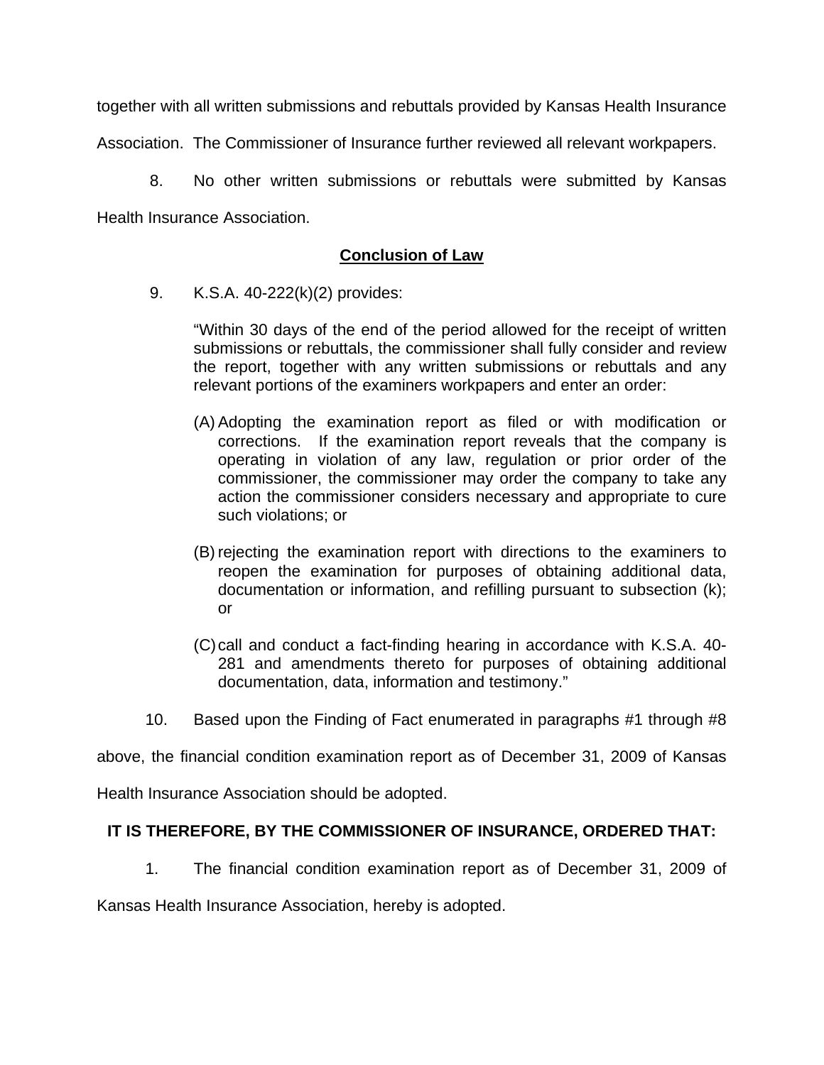together with all written submissions and rebuttals provided by Kansas Health Insurance Association. The Commissioner of Insurance further reviewed all relevant workpapers.

8. No other written submissions or rebuttals were submitted by Kansas Health Insurance Association.

## Conclusion of Law

9. K.S.A. 40-222(k)(2) provides:

> "Within 30 days of the end of the period allowed for the receipt of written submissions or rebuttals, the commissioner shall fully consider and review the report, together with any written submissions or rebuttals and any relevant portions of the examiners workpapers and enter an order:
>
> (A) Adopting the examination report as filed or with modification or corrections. If the examination report reveals that the company is operating in violation of any law, regulation or prior order of the commissioner, the commissioner may order the company to take any action the commissioner considers necessary and appropriate to cure such violations; or
>
> (B) rejecting the examination report with directions to the examiners to reopen the examination for purposes of obtaining additional data, documentation or information, and refilling pursuant to subsection (k); or
>
> (C) call and conduct a fact-finding hearing in accordance with K.S.A. 40-281 and amendments thereto for purposes of obtaining additional documentation, data, information and testimony."

10. Based upon the Finding of Fact enumerated in paragraphs #1 through #8 above, the financial condition examination report as of December 31, 2009 of Kansas Health Insurance Association should be adopted.

**IT IS THEREFORE, BY THE COMMISSIONER OF INSURANCE, ORDERED THAT:**

1. The financial condition examination report as of December 31, 2009 of Kansas Health Insurance Association, hereby is adopted.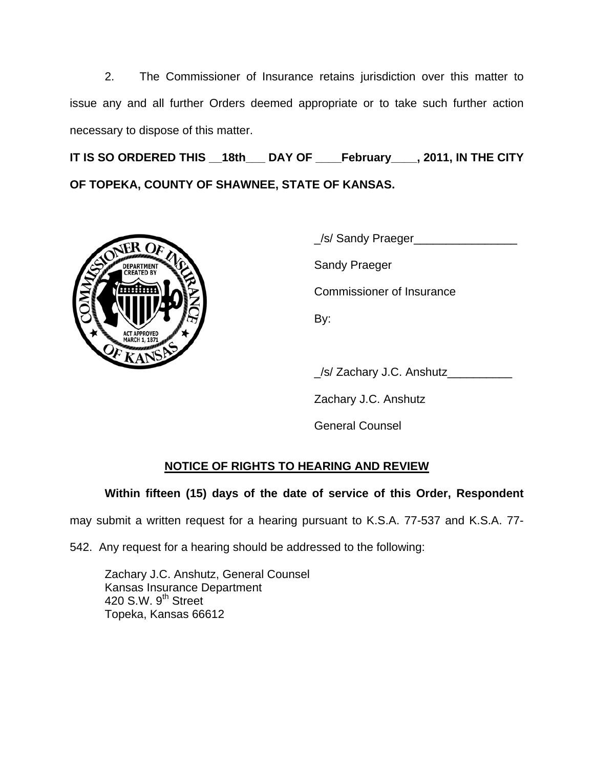2. The Commissioner of Insurance retains jurisdiction over this matter to issue any and all further Orders deemed appropriate or to take such further action necessary to dispose of this matter.

**IT IS SO ORDERED THIS __18th___ DAY OF ____February____, 2011, IN THE CITY OF TOPEKA, COUNTY OF SHAWNEE, STATE OF KANSAS.**

_/s/ Sandy Praeger________________

Sandy Praeger

Commissioner of Insurance

By:

_/s/ Zachary J.C. Anshutz__________

Zachary J.C. Anshutz

General Counsel

## NOTICE OF RIGHTS TO HEARING AND REVIEW

**Within fifteen (15) days of the date of service of this Order, Respondent** may submit a written request for a hearing pursuant to K.S.A. 77-537 and K.S.A. 77-542. Any request for a hearing should be addressed to the following:

Zachary J.C. Anshutz, General Counsel
Kansas Insurance Department
420 S.W. 9th Street
Topeka, Kansas 66612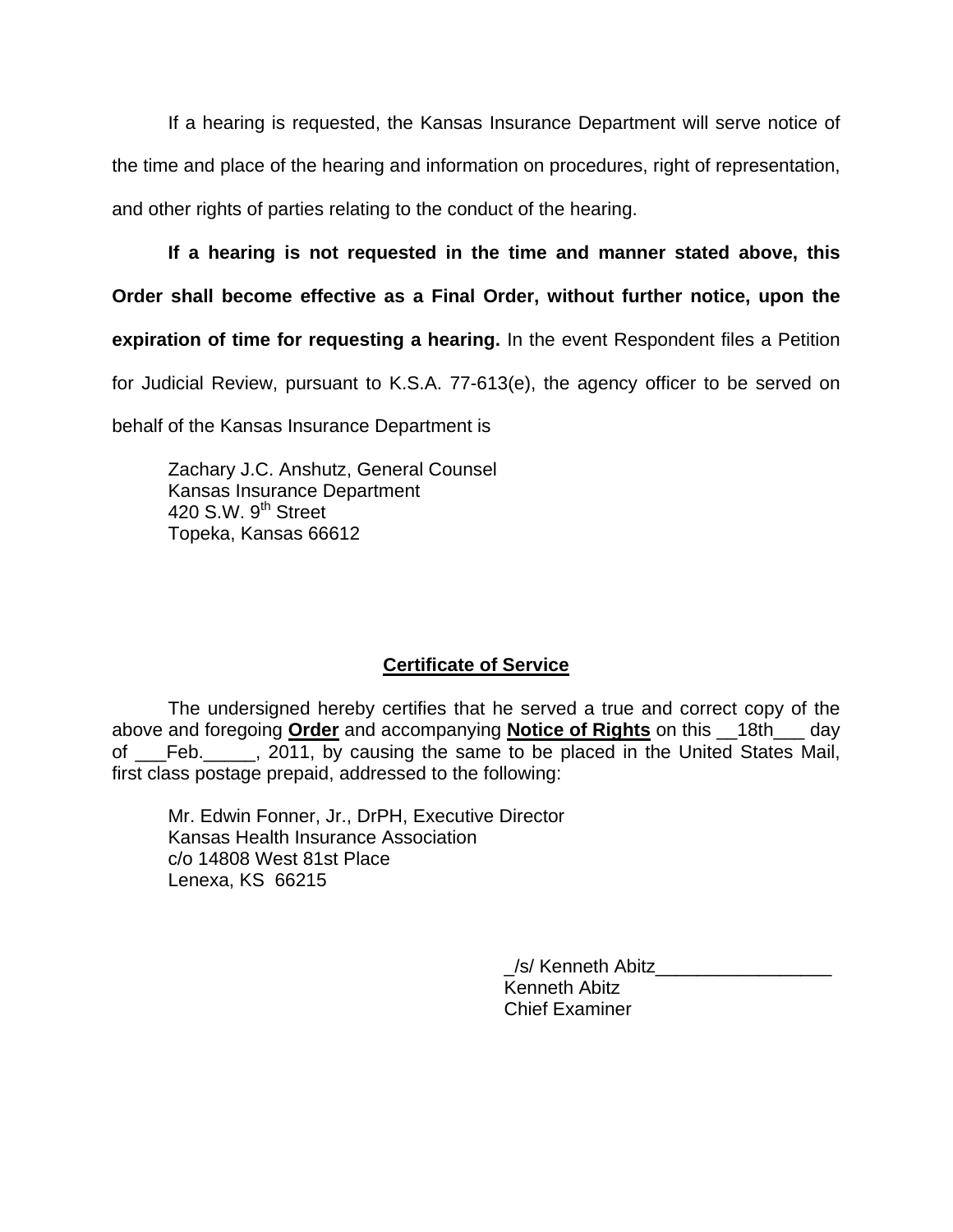If a hearing is requested, the Kansas Insurance Department will serve notice of the time and place of the hearing and information on procedures, right of representation, and other rights of parties relating to the conduct of the hearing.

**If a hearing is not requested in the time and manner stated above, this Order shall become effective as a Final Order, without further notice, upon the expiration of time for requesting a hearing.** In the event Respondent files a Petition for Judicial Review, pursuant to K.S.A. 77-613(e), the agency officer to be served on behalf of the Kansas Insurance Department is

Zachary J.C. Anshutz, General Counsel
Kansas Insurance Department
420 S.W. 9th Street
Topeka, Kansas 66612

## Certificate of Service

The undersigned hereby certifies that he served a true and correct copy of the above and foregoing **Order** and accompanying **Notice of Rights** on this __18th___ day of ___Feb._____, 2011, by causing the same to be placed in the United States Mail, first class postage prepaid, addressed to the following:

Mr. Edwin Fonner, Jr., DrPH, Executive Director
Kansas Health Insurance Association
c/o 14808 West 81st Place
Lenexa, KS 66215

_/s/ Kenneth Abitz_________________
Kenneth Abitz
Chief Examiner